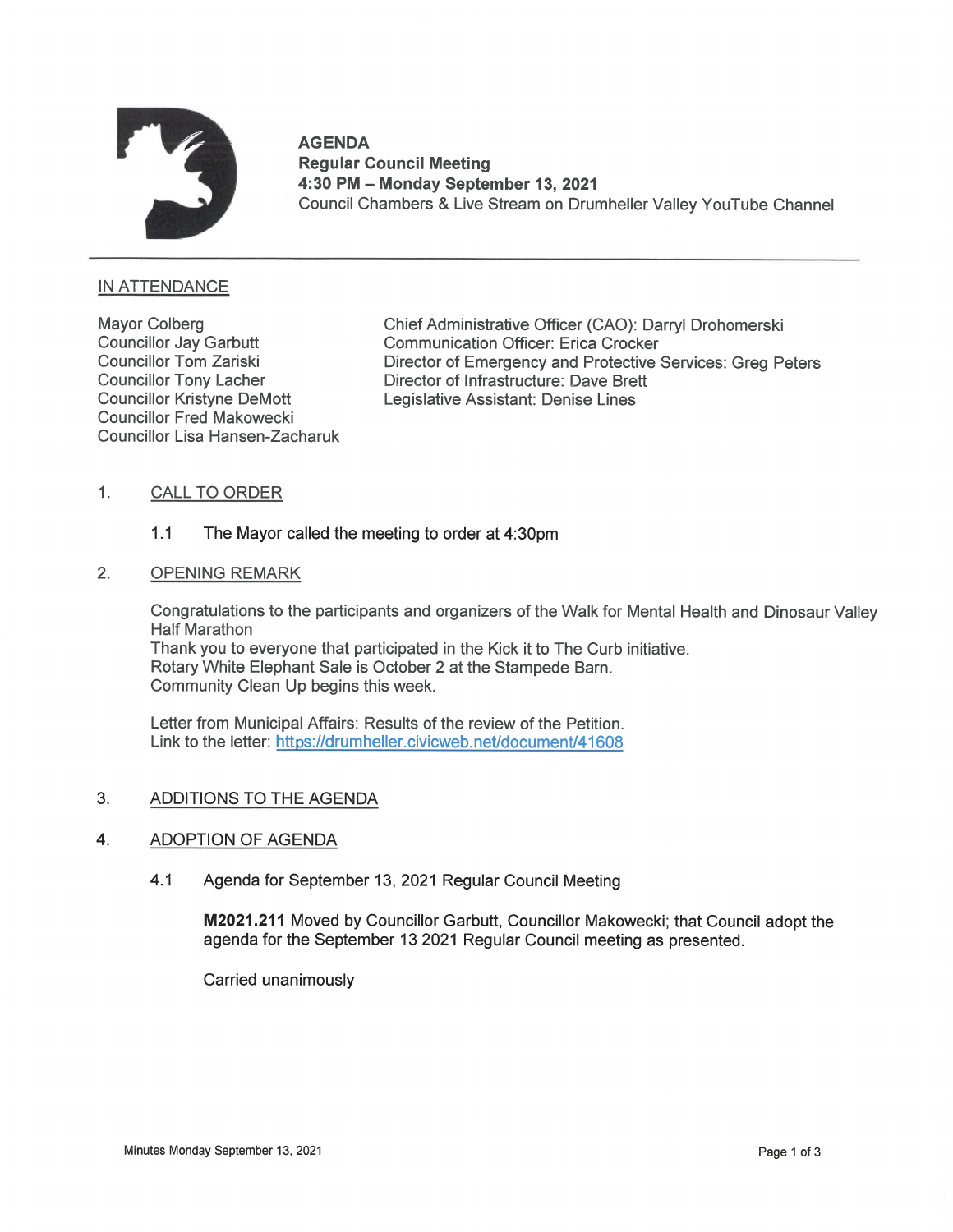# AGENDA

**Regular Council Meeting**
**4:30 PM – Monday September 13, 2021**
Council Chambers & Live Stream on Drumheller Valley YouTube Channel

## IN ATTENDANCE

Mayor Colberg
Councillor Jay Garbutt
Councillor Tom Zariski
Councillor Tony Lacher
Councillor Kristyne DeMott
Councillor Fred Makowecki
Councillor Lisa Hansen-Zacharuk

Chief Administrative Officer (CAO): Darryl Drohomerski
Communication Officer: Erica Crocker
Director of Emergency and Protective Services: Greg Peters
Director of Infrastructure: Dave Brett
Legislative Assistant: Denise Lines

## 1. CALL TO ORDER

1.1 The Mayor called the meeting to order at 4:30pm

## 2. OPENING REMARK

Congratulations to the participants and organizers of the Walk for Mental Health and Dinosaur Valley Half Marathon
Thank you to everyone that participated in the Kick it to The Curb initiative.
Rotary White Elephant Sale is October 2 at the Stampede Barn.
Community Clean Up begins this week.

Letter from Municipal Affairs: Results of the review of the Petition.
Link to the letter: https://drumheller.civicweb.net/document/41608

## 3. ADDITIONS TO THE AGENDA

## 4. ADOPTION OF AGENDA

4.1 Agenda for September 13, 2021 Regular Council Meeting

**M2021.211** Moved by Councillor Garbutt, Councillor Makowecki; that Council adopt the agenda for the September 13 2021 Regular Council meeting as presented.

Carried unanimously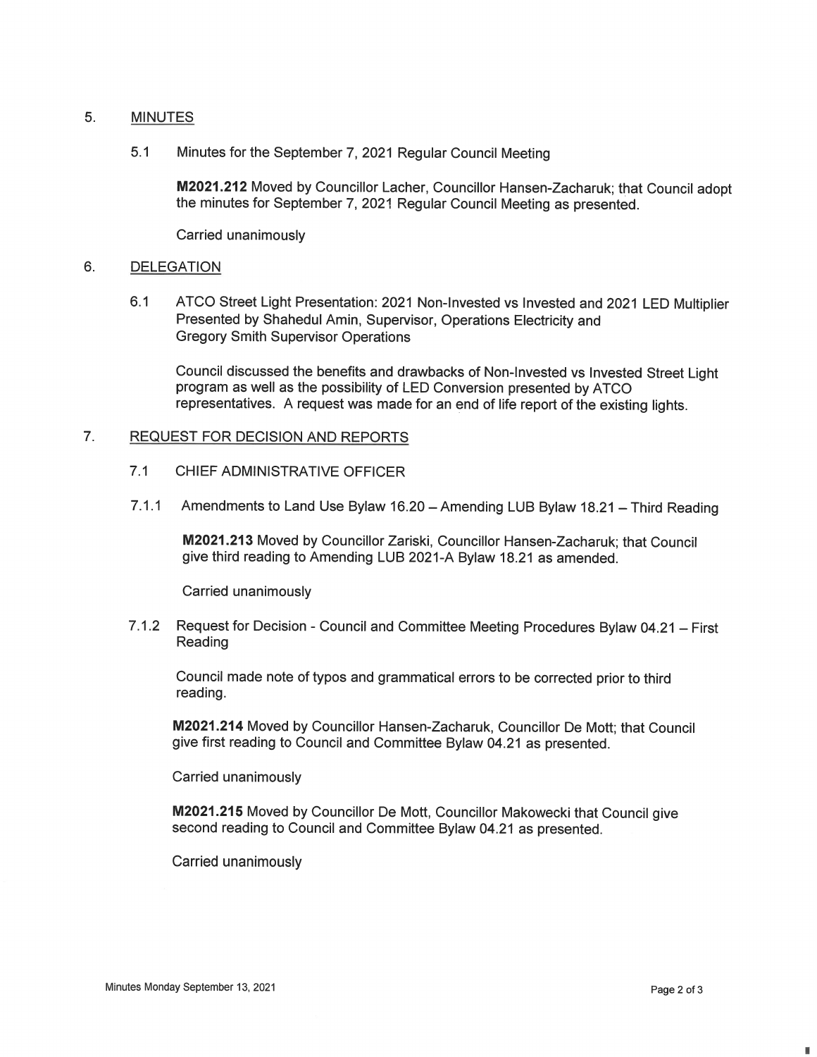5. MINUTES

5.1 Minutes for the September 7, 2021 Regular Council Meeting

**M2021.212** Moved by Councillor Lacher, Councillor Hansen-Zacharuk; that Council adopt the minutes for September 7, 2021 Regular Council Meeting as presented.

Carried unanimously

6. DELEGATION

6.1 ATCO Street Light Presentation: 2021 Non-Invested vs Invested and 2021 LED Multiplier Presented by Shahedul Amin, Supervisor, Operations Electricity and Gregory Smith Supervisor Operations

Council discussed the benefits and drawbacks of Non-Invested vs Invested Street Light program as well as the possibility of LED Conversion presented by ATCO representatives. A request was made for an end of life report of the existing lights.

7. REQUEST FOR DECISION AND REPORTS

7.1 CHIEF ADMINISTRATIVE OFFICER

7.1.1 Amendments to Land Use Bylaw 16.20 – Amending LUB Bylaw 18.21 – Third Reading

**M2021.213** Moved by Councillor Zariski, Councillor Hansen-Zacharuk; that Council give third reading to Amending LUB 2021-A Bylaw 18.21 as amended.

Carried unanimously

7.1.2 Request for Decision - Council and Committee Meeting Procedures Bylaw 04.21 – First Reading

Council made note of typos and grammatical errors to be corrected prior to third reading.

**M2021.214** Moved by Councillor Hansen-Zacharuk, Councillor De Mott; that Council give first reading to Council and Committee Bylaw 04.21 as presented.

Carried unanimously

**M2021.215** Moved by Councillor De Mott, Councillor Makowecki that Council give second reading to Council and Committee Bylaw 04.21 as presented.

Carried unanimously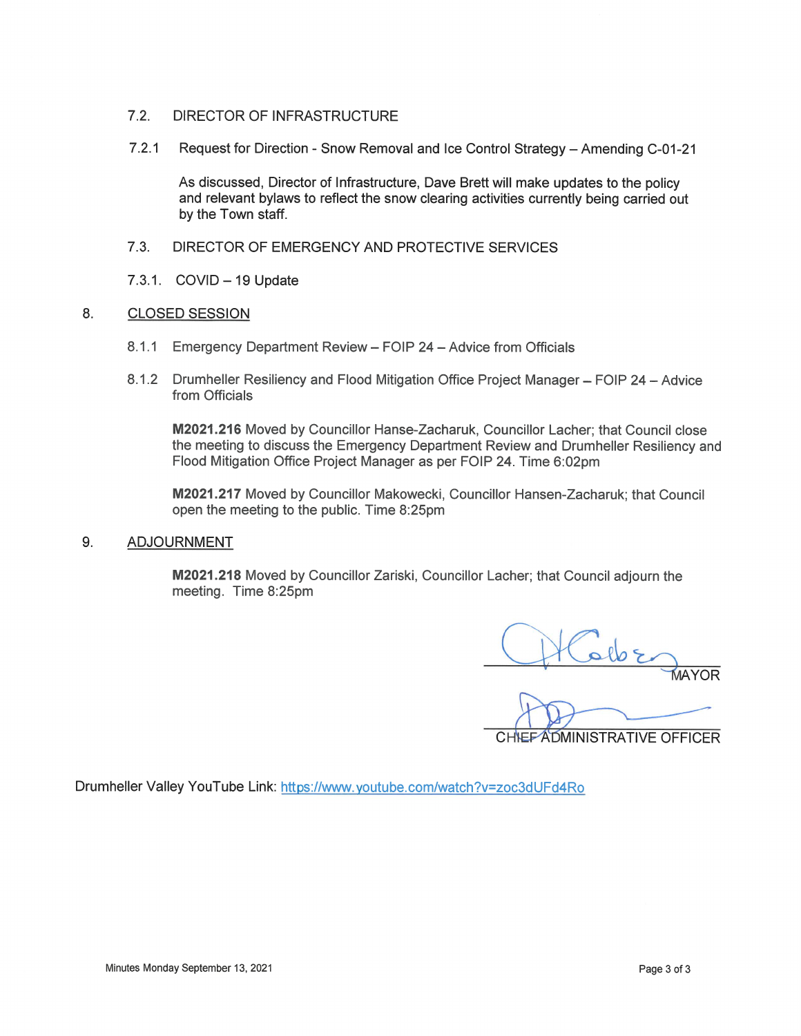### 7.2. DIRECTOR OF INFRASTRUCTURE

#### 7.2.1 Request for Direction - Snow Removal and Ice Control Strategy – Amending C-01-21

As discussed, Director of Infrastructure, Dave Brett will make updates to the policy and relevant bylaws to reflect the snow clearing activities currently being carried out by the Town staff.

### 7.3. DIRECTOR OF EMERGENCY AND PROTECTIVE SERVICES

#### 7.3.1. COVID – 19 Update

## 8. CLOSED SESSION

8.1.1 Emergency Department Review – FOIP 24 – Advice from Officials

8.1.2 Drumheller Resiliency and Flood Mitigation Office Project Manager – FOIP 24 – Advice from Officials

**M2021.216** Moved by Councillor Hanse-Zacharuk, Councillor Lacher; that Council close the meeting to discuss the Emergency Department Review and Drumheller Resiliency and Flood Mitigation Office Project Manager as per FOIP 24. Time 6:02pm

**M2021.217** Moved by Councillor Makowecki, Councillor Hansen-Zacharuk; that Council open the meeting to the public. Time 8:25pm

## 9. ADJOURNMENT

**M2021.218** Moved by Councillor Zariski, Councillor Lacher; that Council adjourn the meeting. Time 8:25pm

MAYOR

CHIEF ADMINISTRATIVE OFFICER

Drumheller Valley YouTube Link: https://www.youtube.com/watch?v=zoc3dUFd4Ro

Minutes Monday September 13, 2021